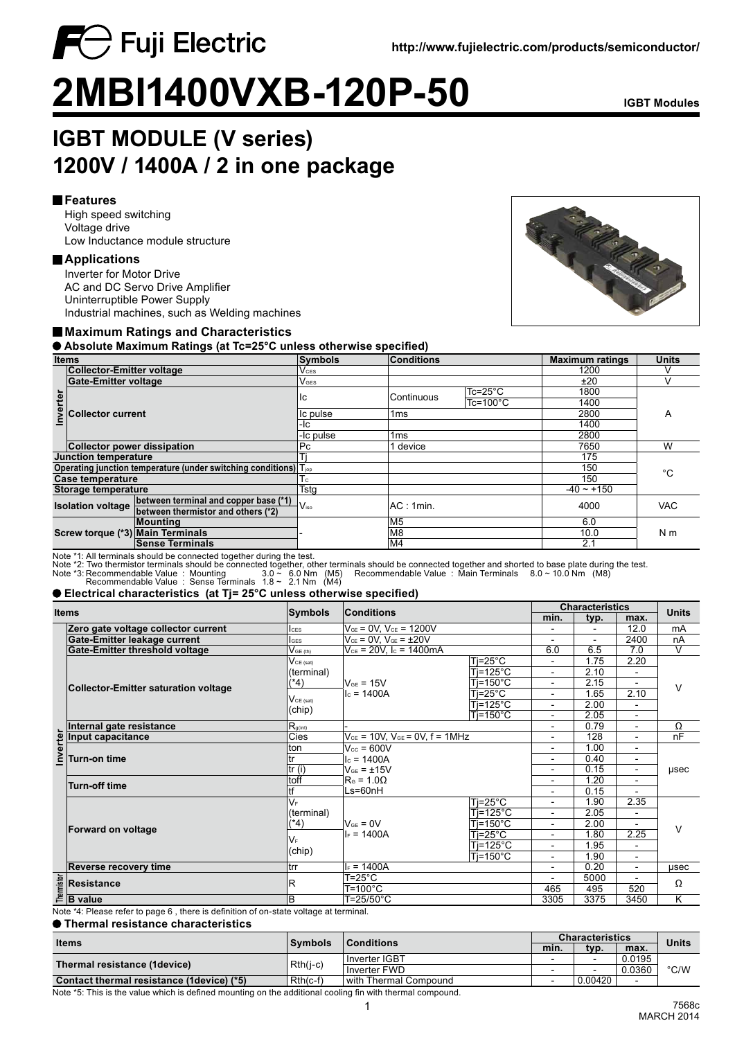Fuji Electric

http://www.fujielectric.com/products/semiconductor/

# 2MBI1400VXB-120P-50

**IGBT Modules**

## IGBT MODULE (V series)
## 1200V / 1400A / 2 in one package

### Features
High speed switching
Voltage drive
Low Inductance module structure

### Applications
Inverter for Motor Drive
AC and DC Servo Drive Amplifier
Uninterruptible Power Supply
Industrial machines, such as Welding machines

### Maximum Ratings and Characteristics

**● Absolute Maximum Ratings (at Tc=25°C unless otherwise specified)**

| Items | | | Symbols | Conditions | | Maximum ratings | Units |
|---|---|---|---|---|---|---|---|
| Inverter | Collector-Emitter voltage | | $V_{CES}$ | | | 1200 | V |
| | Gate-Emitter voltage | | $V_{GES}$ | | | ±20 | V |
| | Collector current | | Ic | Continuous | Tc=25°C | 1800 | A |
| | | | | | Tc=100°C | 1400 | |
| | | | Ic pulse | 1ms | | 2800 | |
| | | | -Ic | | | 1400 | |
| | | | -Ic pulse | 1ms | | 2800 | |
| | Collector power dissipation | | Pc | 1 device | | 7650 | W |
| Junction temperature | | | Tj | | | 175 | °C |
| Operating junction temperature (under switching conditions) | | | $T_{jop}$ | | | 150 | |
| Case temperature | | | $T_C$ | | | 150 | |
| Storage temperature | | | Tstg | | | -40 ~ +150 | |
| Isolation voltage | between terminal and copper base (*1) | | $V_{iso}$ | AC : 1min. | | 4000 | VAC |
| | between thermistor and others (*2) | | | | | | |
| Screw torque (*3) | Mounting | | - | M5 | | 6.0 | N m |
| | Main Terminals | | | M8 | | 10.0 | |
| | Sense Terminals | | | M4 | | 2.1 | |

Note *1: All terminals should be connected together during the test.
Note *2: Two thermistor terminals should be connected together, other terminals should be connected together and shorted to base plate during the test.
Note *3: Recommendable Value : Mounting 3.0 ~ 6.0 Nm (M5) Recommendable Value : Main Terminals 8.0 ~ 10.0 Nm (M8)
Recommendable Value : Sense Terminals 1.8 ~ 2.1 Nm (M4)

**● Electrical characteristics (at Tj= 25°C unless otherwise specified)**

| Items | | Symbols | Conditions | | Characteristics min. | Characteristics typ. | Characteristics max. | Units |
|---|---|---|---|---|---|---|---|---|
| Inverter | Zero gate voltage collector current | $I_{CES}$ | $V_{GE}$ = 0V, $V_{CE}$ = 1200V | | - | - | 12.0 | mA |
| | Gate-Emitter leakage current | $I_{GES}$ | $V_{CE}$ = 0V, $V_{GE}$ = ±20V | | - | - | 2400 | nA |
| | Gate-Emitter threshold voltage | $V_{GE(th)}$ | $V_{CE}$ = 20V, $I_C$ = 1400mA | | 6.0 | 6.5 | 7.0 | V |
| | Collector-Emitter saturation voltage | $V_{CE(sat)}$ (terminal) (*4) | $V_{GE}$ = 15V $I_C$ = 1400A | Tj=25°C | - | 1.75 | 2.20 | V |
| | | | | Tj=125°C | - | 2.10 | - | |
| | | | | Tj=150°C | - | 2.15 | - | |
| | | $V_{CE(sat)}$ (chip) | | Tj=25°C | - | 1.65 | 2.10 | |
| | | | | Tj=125°C | - | 2.00 | - | |
| | | | | Tj=150°C | - | 2.05 | - | |
| | Internal gate resistance | $R_{g(int)}$ | - | | - | 0.79 | - | Ω |
| | Input capacitance | Cies | $V_{CE}$ = 10V, $V_{GE}$ = 0V, f = 1MHz | | - | 128 | - | nF |
| | Turn-on time | ton | $V_{CC}$ = 600V $I_C$ = 1400A $V_{GE}$ = ±15V $R_G$ = 1.0Ω Ls=60nH | | - | 1.00 | - | μsec |
| | | tr | | | - | 0.40 | - | |
| | | tr (i) | | | - | 0.15 | - | |
| | Turn-off time | toff | | | - | 1.20 | - | |
| | | tf | | | - | 0.15 | - | |
| | Forward on voltage | $V_F$ (terminal) (*4) | $V_{GE}$ = 0V $I_F$ = 1400A | Tj=25°C | - | 1.90 | 2.35 | V |
| | | | | Tj=125°C | - | 2.05 | - | |
| | | | | Tj=150°C | - | 2.00 | - | |
| | | $V_F$ (chip) | | Tj=25°C | - | 1.80 | 2.25 | |
| | | | | Tj=125°C | - | 1.95 | - | |
| | | | | Tj=150°C | - | 1.90 | - | |
| | Reverse recovery time | trr | $I_F$ = 1400A | | - | 0.20 | - | μsec |
| Thermistor | Resistance | R | T=25°C | | - | 5000 | - | Ω |
| | | | T=100°C | | 465 | 495 | 520 | |
| | B value | B | T=25/50°C | | 3305 | 3375 | 3450 | K |

Note *4: Please refer to page 6 , there is definition of on-state voltage at terminal.

**● Thermal resistance characteristics**

| Items | Symbols | Conditions | Characteristics min. | Characteristics typ. | Characteristics max. | Units |
|---|---|---|---|---|---|---|
| Thermal resistance (1device) | Rth(j-c) | Inverter IGBT | - | - | 0.0195 | °C/W |
| | | Inverter FWD | - | - | 0.0360 | |
| Contact thermal resistance (1device) (*5) | Rth(c-f) | with Thermal Compound | - | 0.00420 | - | |

Note *5: This is the value which is defined mounting on the additional cooling fin with thermal compound.

7568c
MARCH 2014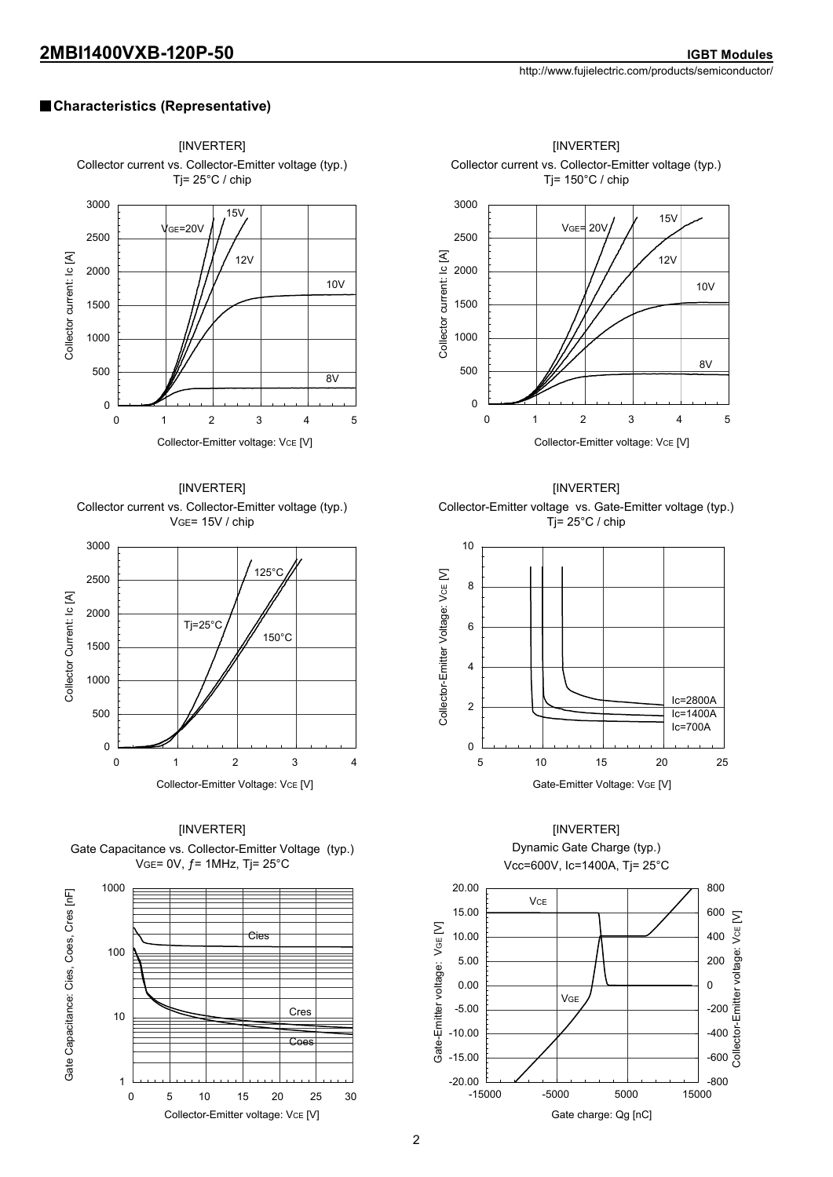## Characteristics (Representative)

[INVERTER]
Collector current vs. Collector-Emitter voltage (typ.)
Tj= 25°C / chip

[INVERTER]
Collector current vs. Collector-Emitter voltage (typ.)
Tj= 150°C / chip

[INVERTER]
Collector current vs. Collector-Emitter voltage (typ.)
VGE= 15V / chip

[INVERTER]
Collector-Emitter voltage vs. Gate-Emitter voltage (typ.)
Tj= 25°C / chip

[INVERTER]
Gate Capacitance vs. Collector-Emitter Voltage (typ.)
VGE= 0V, ƒ= 1MHz, Tj= 25°C

[INVERTER]
Dynamic Gate Charge (typ.)
Vcc=600V, Ic=1400A, Tj= 25°C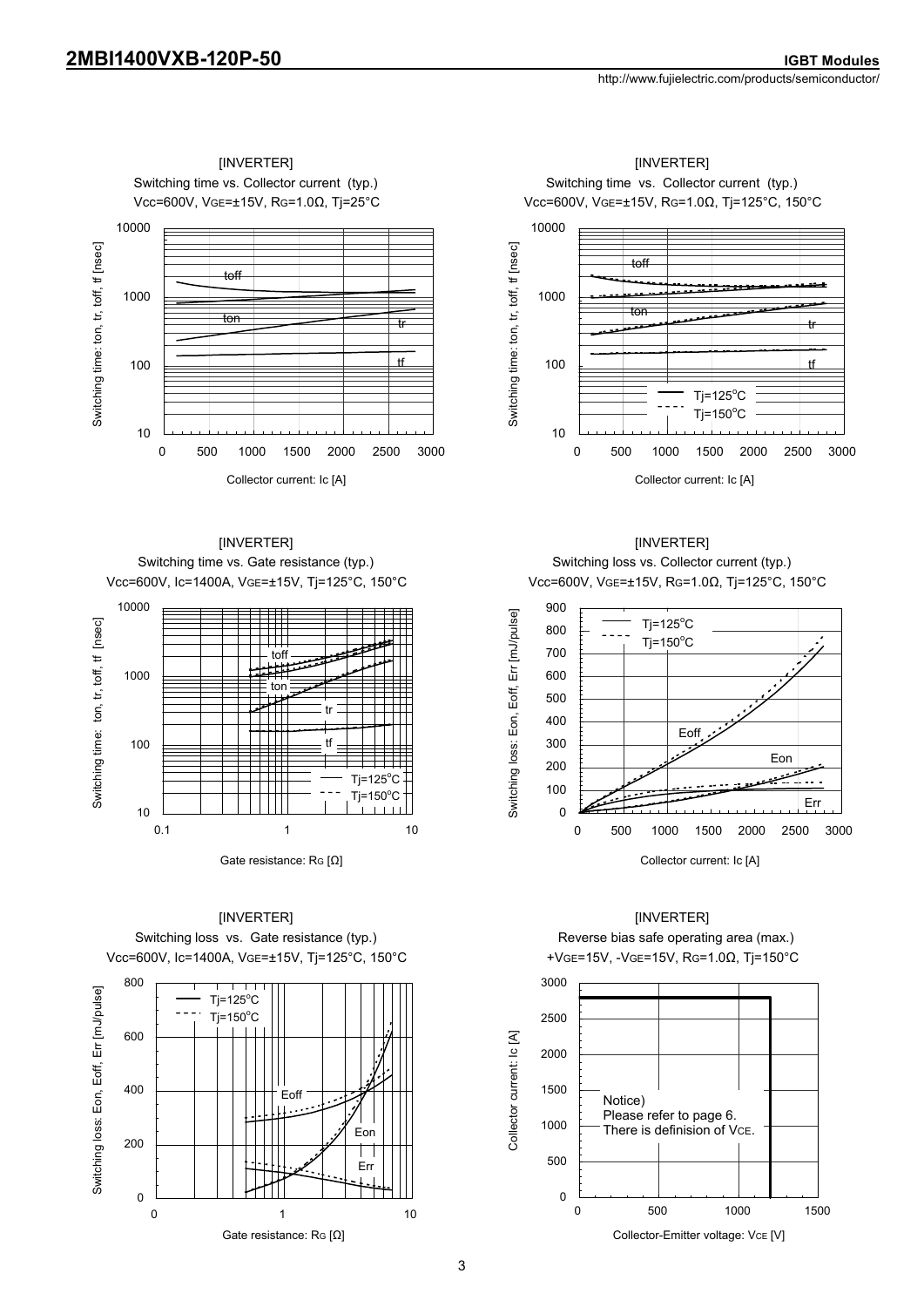**2MBI1400VXB-120P-50** — IGBT Modules

http://www.fujielectric.com/products/semiconductor/

[INVERTER]
Switching time vs. Collector current (typ.)
Vcc=600V, VGE=±15V, RG=1.0Ω, Tj=25°C

[INVERTER]
Switching time vs. Collector current (typ.)
Vcc=600V, VGE=±15V, RG=1.0Ω, Tj=125°C, 150°C

[INVERTER]
Switching time vs. Gate resistance (typ.)
Vcc=600V, Ic=1400A, VGE=±15V, Tj=125°C, 150°C

[INVERTER]
Switching loss vs. Collector current (typ.)
Vcc=600V, VGE=±15V, RG=1.0Ω, Tj=125°C, 150°C

[INVERTER]
Switching loss vs. Gate resistance (typ.)
Vcc=600V, Ic=1400A, VGE=±15V, Tj=125°C, 150°C

[INVERTER]
Reverse bias safe operating area (max.)
+VGE=15V, -VGE=15V, RG=1.0Ω, Tj=150°C

Notice)
Please refer to page 6.
There is definision of VCE.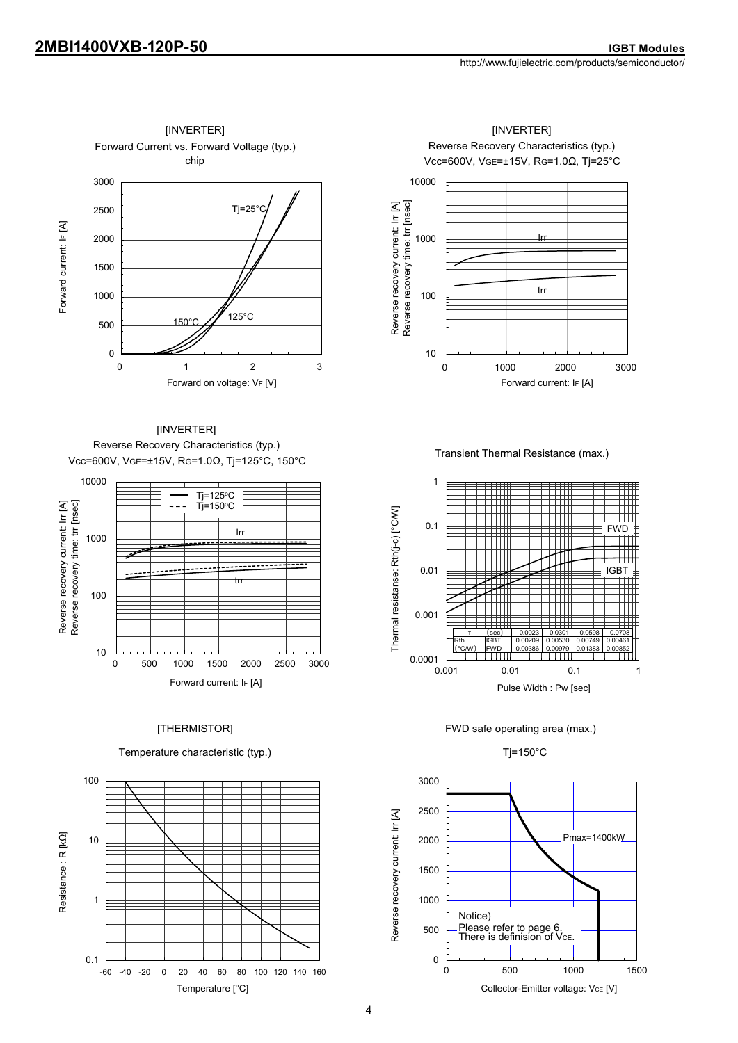[INVERTER]
Forward Current vs. Forward Voltage (typ.)
chip

Forward current: IF [A]

Tj=25°C

150°C

125°C

Forward on voltage: VF [V]

[INVERTER]
Reverse Recovery Characteristics (typ.)
Vcc=600V, VGE=±15V, RG=1.0Ω, Tj=25°C

Reverse recovery current: Irr [A]
Reverse recovery time: trr [nsec]

Irr

trr

Forward current: IF [A]

[INVERTER]
Reverse Recovery Characteristics (typ.)
Vcc=600V, VGE=±15V, RG=1.0Ω, Tj=125°C, 150°C

Tj=125°C
Tj=150°C

Reverse recovery current: Irr [A]
Reverse recovery time: trr [nsec]

Irr

trr

Forward current: IF [A]

Transient Thermal Resistance (max.)

Thermal resistanse: Rth(j-c) [°C/W]

FWD

IGBT

| τ | (sec) | 0.0023 | 0.0301 | 0.0598 | 0.0708 |
|---|---|---|---|---|---|
| Rth | IGBT | 0.00209 | 0.00530 | 0.00749 | 0.00461 |
| (°C/W) | FWD | 0.00386 | 0.00979 | 0.01383 | 0.00852 |

Pulse Width : Pw [sec]

[THERMISTOR]

Temperature characteristic (typ.)

Resistance : R [kΩ]

Temperature [°C]

FWD safe operating area (max.)

Tj=150°C

Reverse recovery current: Irr [A]

Pmax=1400kW

Notice)
Please refer to page 6.
There is definision of VCE.

Collector-Emitter voltage: VCE [V]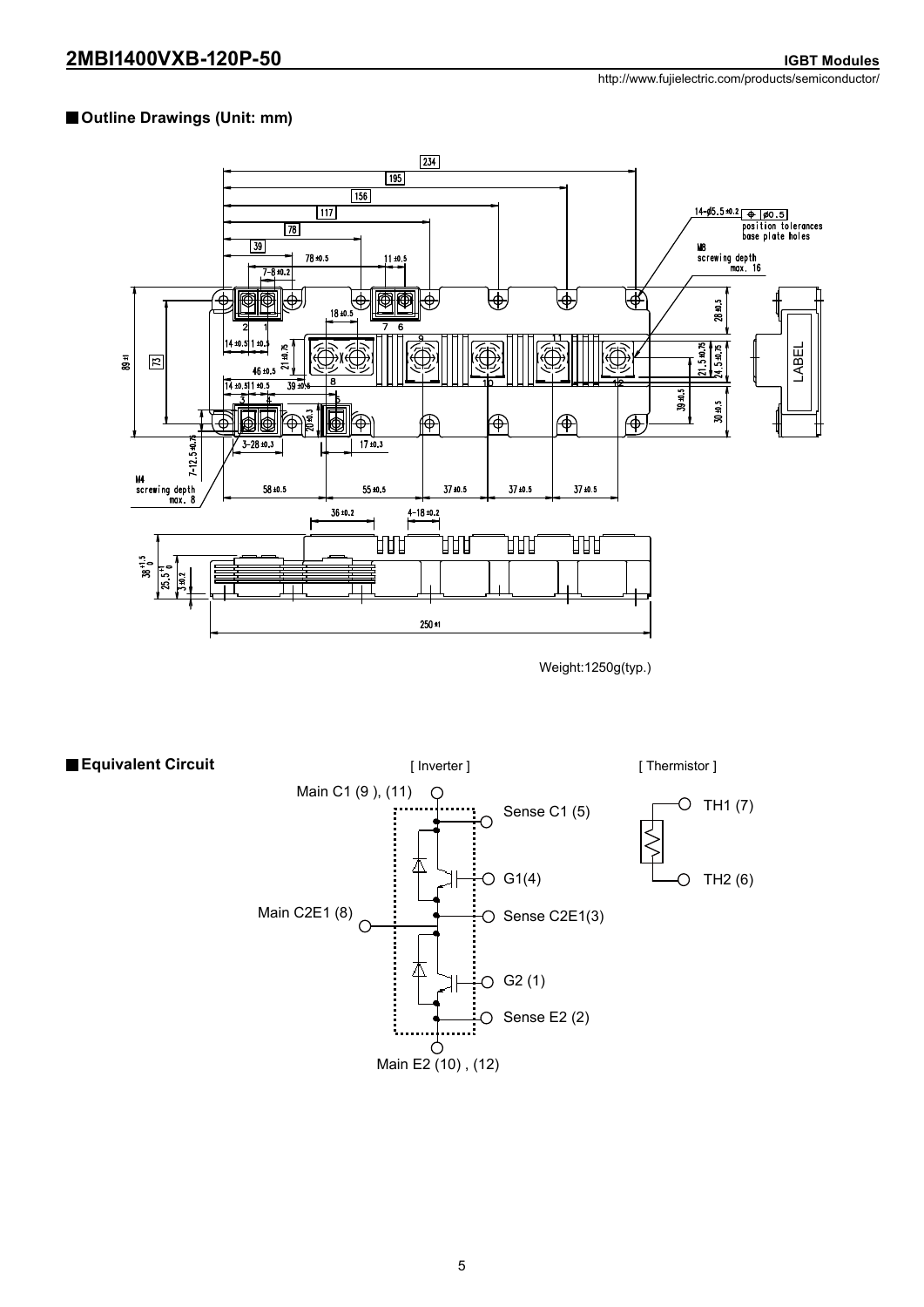## Outline Drawings (Unit: mm)

Weight:1250g(typ.)

## Equivalent Circuit

[ Inverter ]

Main C1 (9 ), (11)

Sense C1 (5)

G1(4)

Main C2E1 (8)

Sense C2E1(3)

G2 (1)

Sense E2 (2)

Main E2 (10) , (12)

[ Thermistor ]

TH1 (7)

TH2 (6)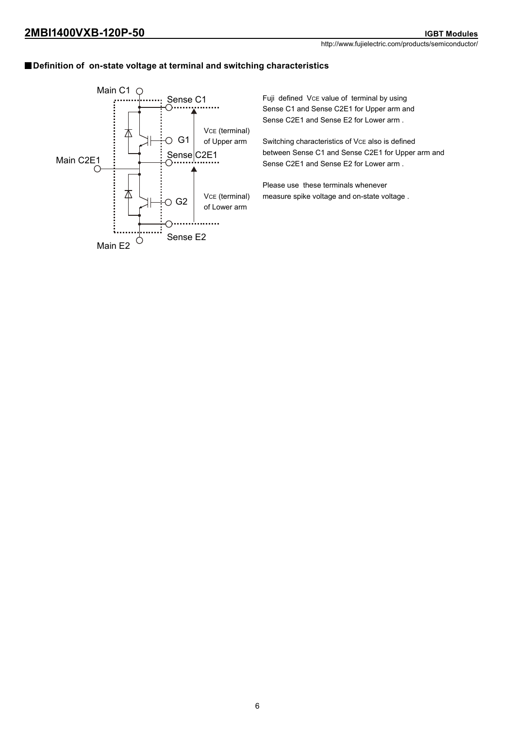## Definition of on-state voltage at terminal and switching characteristics

Main C1

Sense C1

$V_{CE}$ (terminal) of Upper arm

G1

Main C2E1

Sense C2E1

$V_{CE}$ (terminal) of Lower arm

G2

Sense E2

Main E2

Fuji defined $V_{CE}$ value of terminal by using Sense C1 and Sense C2E1 for Upper arm and Sense C2E1 and Sense E2 for Lower arm .

Switching characteristics of $V_{CE}$ also is defined between Sense C1 and Sense C2E1 for Upper arm and Sense C2E1 and Sense E2 for Lower arm .

Please use these terminals whenever measure spike voltage and on-state voltage .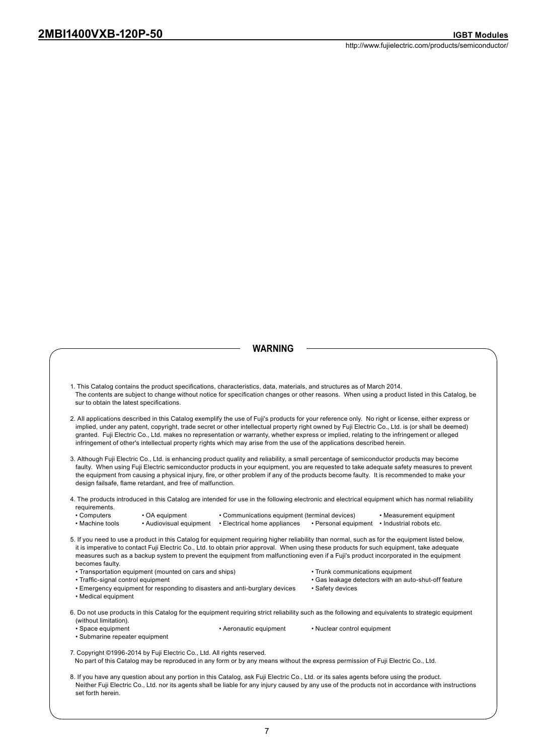## WARNING

1. This Catalog contains the product specifications, characteristics, data, materials, and structures as of March 2014.
   The contents are subject to change without notice for specification changes or other reasons. When using a product listed in this Catalog, be sur to obtain the latest specifications.

2. All applications described in this Catalog exemplify the use of Fuji's products for your reference only. No right or license, either express or implied, under any patent, copyright, trade secret or other intellectual property right owned by Fuji Electric Co., Ltd. is (or shall be deemed) granted. Fuji Electric Co., Ltd. makes no representation or warranty, whether express or implied, relating to the infringement or alleged infringement of other's intellectual property rights which may arise from the use of the applications described herein.

3. Although Fuji Electric Co., Ltd. is enhancing product quality and reliability, a small percentage of semiconductor products may become faulty. When using Fuji Electric semiconductor products in your equipment, you are requested to take adequate safety measures to prevent the equipment from causing a physical injury, fire, or other problem if any of the products become faulty. It is recommended to make your design failsafe, flame retardant, and free of malfunction.

4. The products introduced in this Catalog are intended for use in the following electronic and electrical equipment which has normal reliability requirements.
   - Computers
   - OA equipment
   - Communications equipment (terminal devices)
   - Measurement equipment
   - Machine tools
   - Audiovisual equipment
   - Electrical home appliances
   - Personal equipment
   - Industrial robots etc.

5. If you need to use a product in this Catalog for equipment requiring higher reliability than normal, such as for the equipment listed below, it is imperative to contact Fuji Electric Co., Ltd. to obtain prior approval. When using these products for such equipment, take adequate measures such as a backup system to prevent the equipment from malfunctioning even if a Fuji's product incorporated in the equipment becomes faulty.
   - Transportation equipment (mounted on cars and ships)
   - Trunk communications equipment
   - Traffic-signal control equipment
   - Gas leakage detectors with an auto-shut-off feature
   - Emergency equipment for responding to disasters and anti-burglary devices
   - Safety devices
   - Medical equipment

6. Do not use products in this Catalog for the equipment requiring strict reliability such as the following and equivalents to strategic equipment (without limitation).
   - Space equipment
   - Aeronautic equipment
   - Nuclear control equipment
   - Submarine repeater equipment

7. Copyright ©1996-2014 by Fuji Electric Co., Ltd. All rights reserved.
   No part of this Catalog may be reproduced in any form or by any means without the express permission of Fuji Electric Co., Ltd.

8. If you have any question about any portion in this Catalog, ask Fuji Electric Co., Ltd. or its sales agents before using the product.
   Neither Fuji Electric Co., Ltd. nor its agents shall be liable for any injury caused by any use of the products not in accordance with instructions set forth herein.